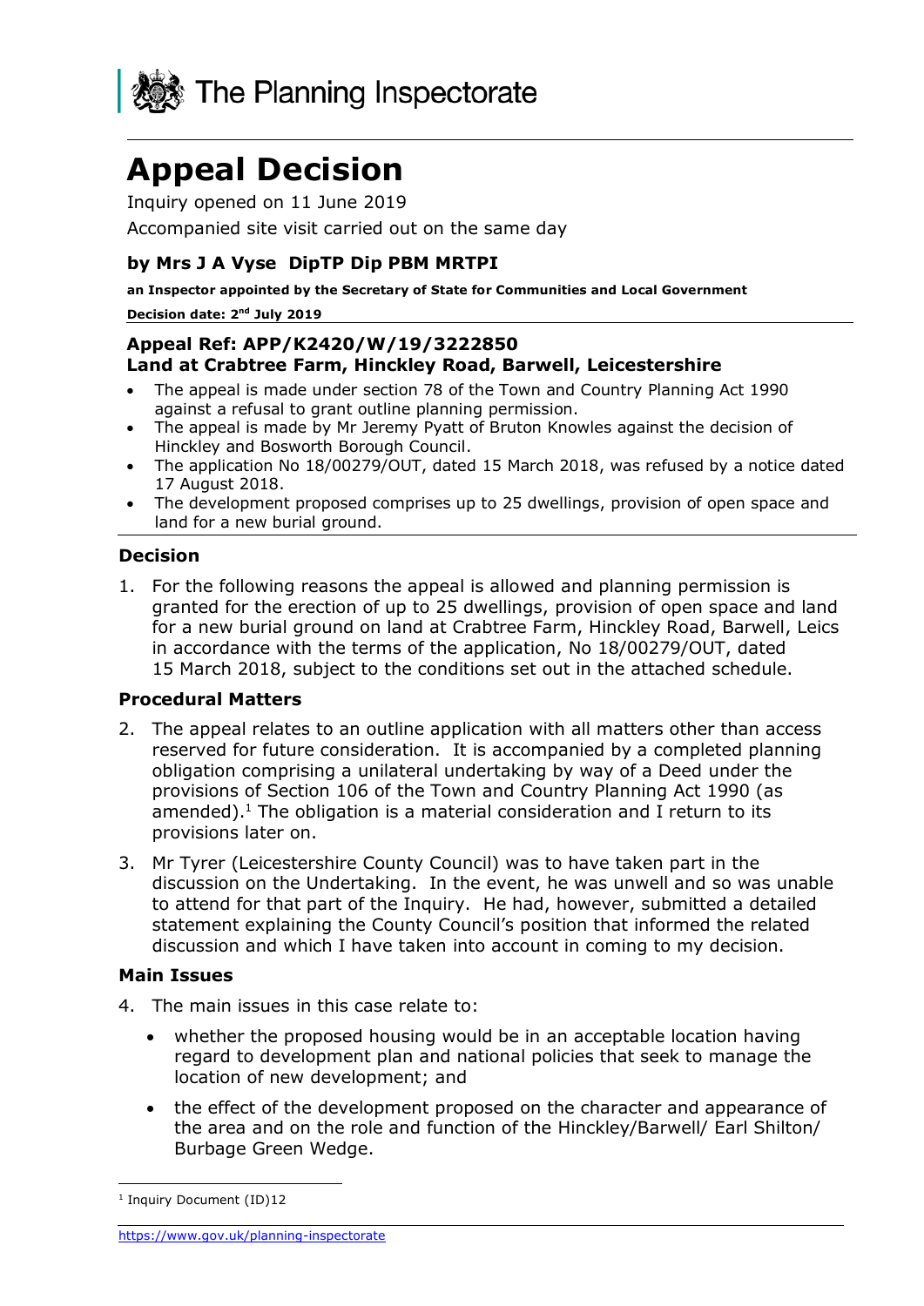The Planning Inspectorate

# Appeal Decision

Inquiry opened on 11 June 2019

Accompanied site visit carried out on the same day

### by Mrs J A Vyse DipTP Dip PBM MRTPI

**an Inspector appointed by the Secretary of State for Communities and Local Government**

**Decision date: 2nd July 2019**

### Appeal Ref: APP/K2420/W/19/3222850
### Land at Crabtree Farm, Hinckley Road, Barwell, Leicestershire

- The appeal is made under section 78 of the Town and Country Planning Act 1990 against a refusal to grant outline planning permission.
- The appeal is made by Mr Jeremy Pyatt of Bruton Knowles against the decision of Hinckley and Bosworth Borough Council.
- The application No 18/00279/OUT, dated 15 March 2018, was refused by a notice dated 17 August 2018.
- The development proposed comprises up to 25 dwellings, provision of open space and land for a new burial ground.

## Decision

1. For the following reasons the appeal is allowed and planning permission is granted for the erection of up to 25 dwellings, provision of open space and land for a new burial ground on land at Crabtree Farm, Hinckley Road, Barwell, Leics in accordance with the terms of the application, No 18/00279/OUT, dated 15 March 2018, subject to the conditions set out in the attached schedule.

## Procedural Matters

2. The appeal relates to an outline application with all matters other than access reserved for future consideration. It is accompanied by a completed planning obligation comprising a unilateral undertaking by way of a Deed under the provisions of Section 106 of the Town and Country Planning Act 1990 (as amended).[1] The obligation is a material consideration and I return to its provisions later on.

3. Mr Tyrer (Leicestershire County Council) was to have taken part in the discussion on the Undertaking. In the event, he was unwell and so was unable to attend for that part of the Inquiry. He had, however, submitted a detailed statement explaining the County Council's position that informed the related discussion and which I have taken into account in coming to my decision.

## Main Issues

4. The main issues in this case relate to:

   - whether the proposed housing would be in an acceptable location having regard to development plan and national policies that seek to manage the location of new development; and
   - the effect of the development proposed on the character and appearance of the area and on the role and function of the Hinckley/Barwell/ Earl Shilton/ Burbage Green Wedge.

[1] Inquiry Document (ID)12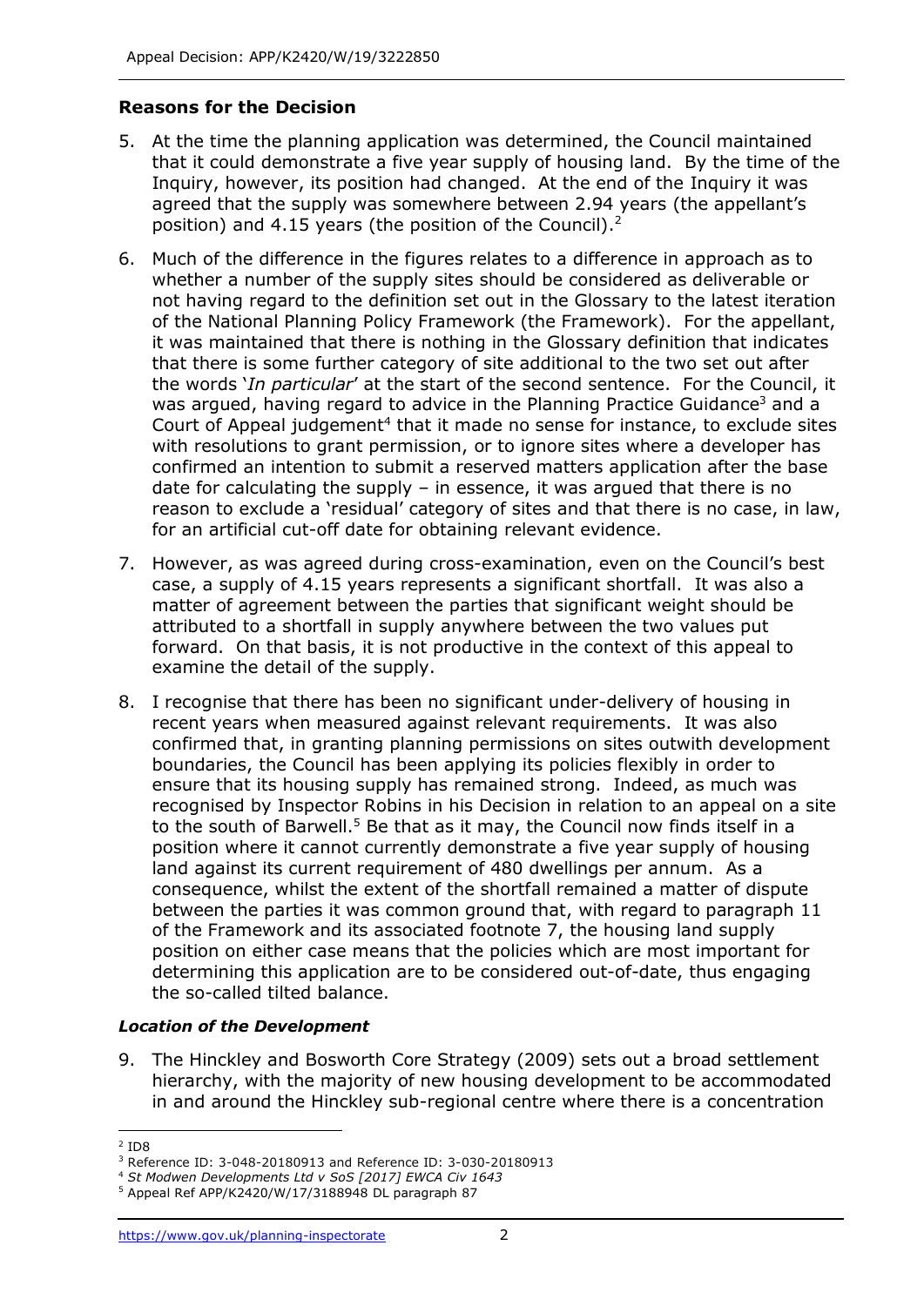## Reasons for the Decision

5. At the time the planning application was determined, the Council maintained that it could demonstrate a five year supply of housing land. By the time of the Inquiry, however, its position had changed. At the end of the Inquiry it was agreed that the supply was somewhere between 2.94 years (the appellant's position) and 4.15 years (the position of the Council).[2]

6. Much of the difference in the figures relates to a difference in approach as to whether a number of the supply sites should be considered as deliverable or not having regard to the definition set out in the Glossary to the latest iteration of the National Planning Policy Framework (the Framework). For the appellant, it was maintained that there is nothing in the Glossary definition that indicates that there is some further category of site additional to the two set out after the words '*In particular*' at the start of the second sentence. For the Council, it was argued, having regard to advice in the Planning Practice Guidance[3] and a Court of Appeal judgement[4] that it made no sense for instance, to exclude sites with resolutions to grant permission, or to ignore sites where a developer has confirmed an intention to submit a reserved matters application after the base date for calculating the supply – in essence, it was argued that there is no reason to exclude a 'residual' category of sites and that there is no case, in law, for an artificial cut-off date for obtaining relevant evidence.

7. However, as was agreed during cross-examination, even on the Council's best case, a supply of 4.15 years represents a significant shortfall. It was also a matter of agreement between the parties that significant weight should be attributed to a shortfall in supply anywhere between the two values put forward. On that basis, it is not productive in the context of this appeal to examine the detail of the supply.

8. I recognise that there has been no significant under-delivery of housing in recent years when measured against relevant requirements. It was also confirmed that, in granting planning permissions on sites outwith development boundaries, the Council has been applying its policies flexibly in order to ensure that its housing supply has remained strong. Indeed, as much was recognised by Inspector Robins in his Decision in relation to an appeal on a site to the south of Barwell.[5] Be that as it may, the Council now finds itself in a position where it cannot currently demonstrate a five year supply of housing land against its current requirement of 480 dwellings per annum. As a consequence, whilst the extent of the shortfall remained a matter of dispute between the parties it was common ground that, with regard to paragraph 11 of the Framework and its associated footnote 7, the housing land supply position on either case means that the policies which are most important for determining this application are to be considered out-of-date, thus engaging the so-called tilted balance.

### *Location of the Development*

9. The Hinckley and Bosworth Core Strategy (2009) sets out a broad settlement hierarchy, with the majority of new housing development to be accommodated in and around the Hinckley sub-regional centre where there is a concentration

---

[2] ID8
[3] Reference ID: 3-048-20180913 and Reference ID: 3-030-20180913
[4] *St Modwen Developments Ltd v SoS [2017] EWCA Civ 1643*
[5] Appeal Ref APP/K2420/W/17/3188948 DL paragraph 87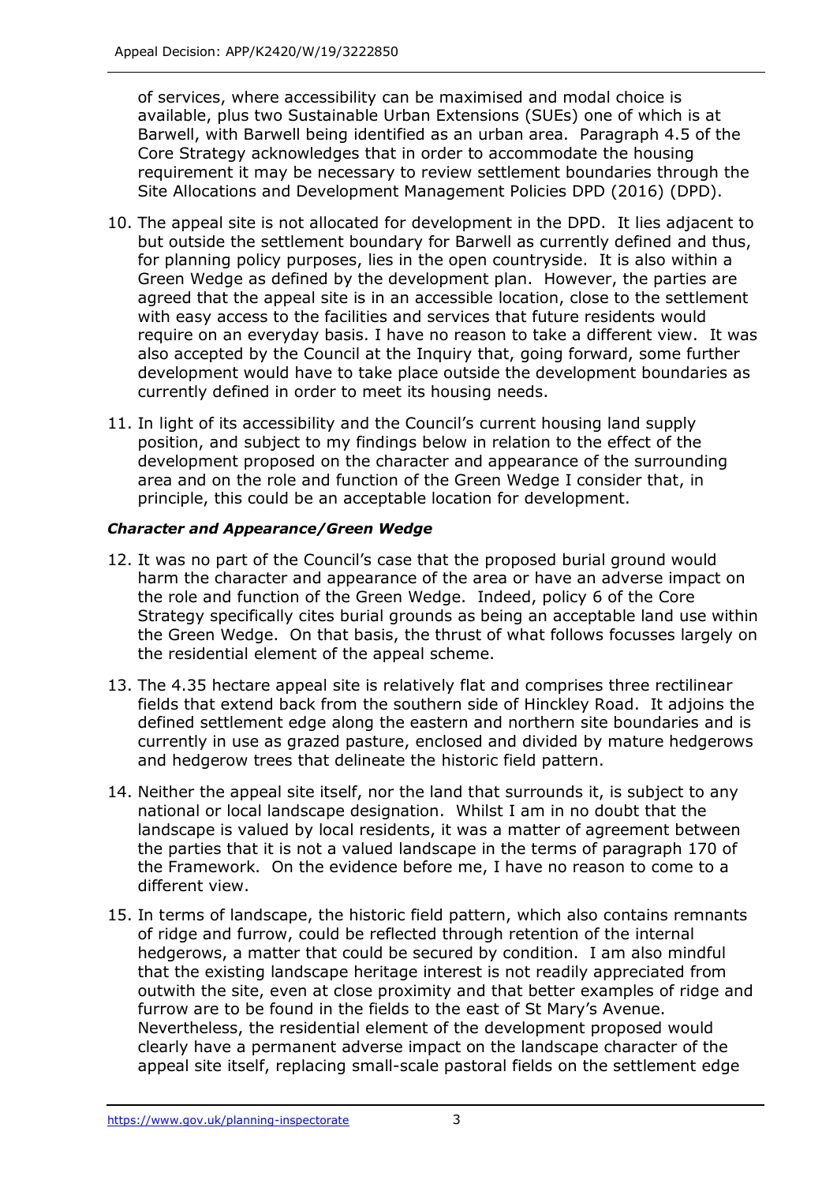of services, where accessibility can be maximised and modal choice is available, plus two Sustainable Urban Extensions (SUEs) one of which is at Barwell, with Barwell being identified as an urban area. Paragraph 4.5 of the Core Strategy acknowledges that in order to accommodate the housing requirement it may be necessary to review settlement boundaries through the Site Allocations and Development Management Policies DPD (2016) (DPD).

10. The appeal site is not allocated for development in the DPD. It lies adjacent to but outside the settlement boundary for Barwell as currently defined and thus, for planning policy purposes, lies in the open countryside. It is also within a Green Wedge as defined by the development plan. However, the parties are agreed that the appeal site is in an accessible location, close to the settlement with easy access to the facilities and services that future residents would require on an everyday basis. I have no reason to take a different view. It was also accepted by the Council at the Inquiry that, going forward, some further development would have to take place outside the development boundaries as currently defined in order to meet its housing needs.

11. In light of its accessibility and the Council's current housing land supply position, and subject to my findings below in relation to the effect of the development proposed on the character and appearance of the surrounding area and on the role and function of the Green Wedge I consider that, in principle, this could be an acceptable location for development.

### *Character and Appearance/Green Wedge*

12. It was no part of the Council's case that the proposed burial ground would harm the character and appearance of the area or have an adverse impact on the role and function of the Green Wedge. Indeed, policy 6 of the Core Strategy specifically cites burial grounds as being an acceptable land use within the Green Wedge. On that basis, the thrust of what follows focusses largely on the residential element of the appeal scheme.

13. The 4.35 hectare appeal site is relatively flat and comprises three rectilinear fields that extend back from the southern side of Hinckley Road. It adjoins the defined settlement edge along the eastern and northern site boundaries and is currently in use as grazed pasture, enclosed and divided by mature hedgerows and hedgerow trees that delineate the historic field pattern.

14. Neither the appeal site itself, nor the land that surrounds it, is subject to any national or local landscape designation. Whilst I am in no doubt that the landscape is valued by local residents, it was a matter of agreement between the parties that it is not a valued landscape in the terms of paragraph 170 of the Framework. On the evidence before me, I have no reason to come to a different view.

15. In terms of landscape, the historic field pattern, which also contains remnants of ridge and furrow, could be reflected through retention of the internal hedgerows, a matter that could be secured by condition. I am also mindful that the existing landscape heritage interest is not readily appreciated from outwith the site, even at close proximity and that better examples of ridge and furrow are to be found in the fields to the east of St Mary's Avenue. Nevertheless, the residential element of the development proposed would clearly have a permanent adverse impact on the landscape character of the appeal site itself, replacing small-scale pastoral fields on the settlement edge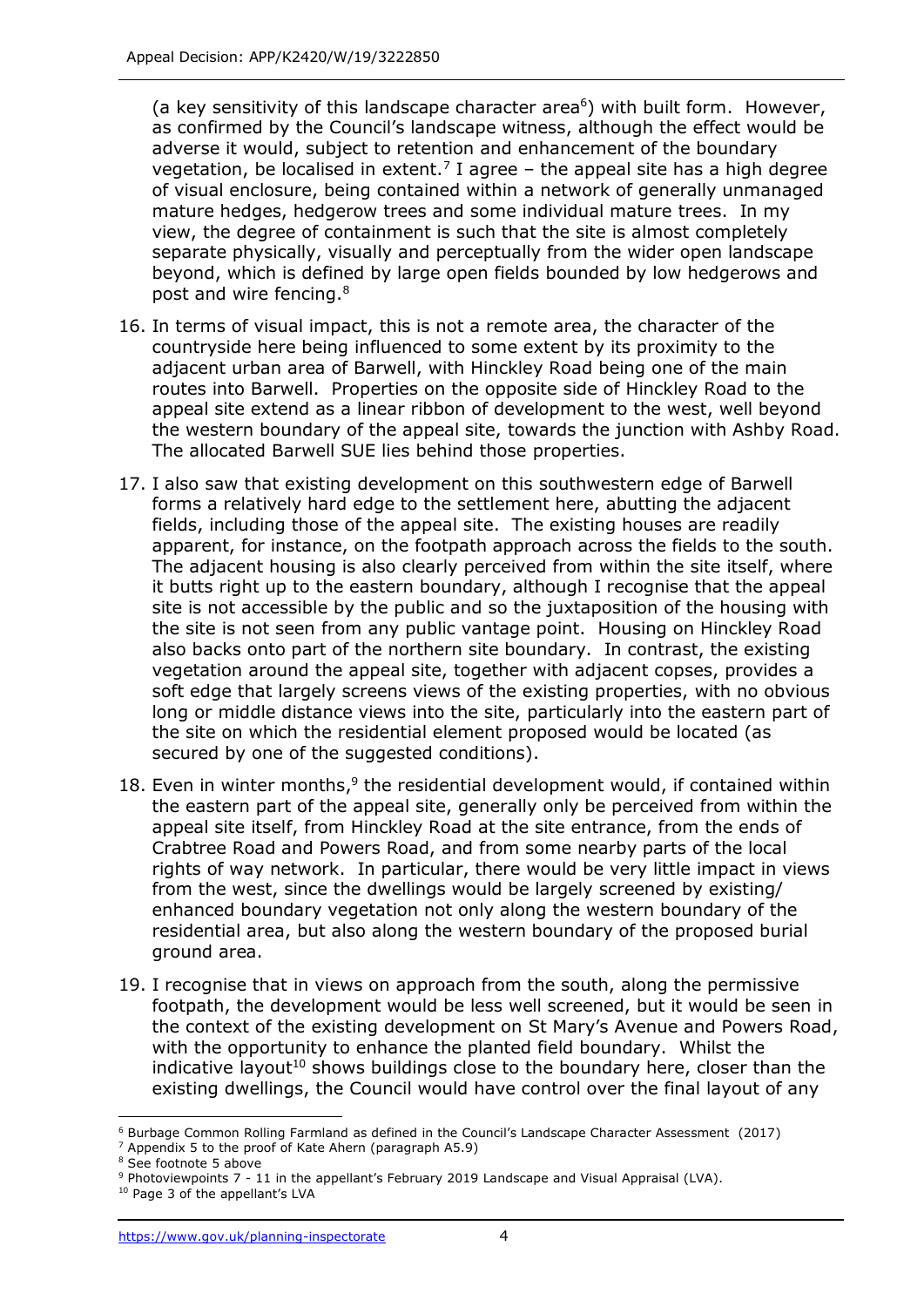(a key sensitivity of this landscape character area[6]) with built form. However, as confirmed by the Council's landscape witness, although the effect would be adverse it would, subject to retention and enhancement of the boundary vegetation, be localised in extent.[7] I agree – the appeal site has a high degree of visual enclosure, being contained within a network of generally unmanaged mature hedges, hedgerow trees and some individual mature trees. In my view, the degree of containment is such that the site is almost completely separate physically, visually and perceptually from the wider open landscape beyond, which is defined by large open fields bounded by low hedgerows and post and wire fencing.[8]

16. In terms of visual impact, this is not a remote area, the character of the countryside here being influenced to some extent by its proximity to the adjacent urban area of Barwell, with Hinckley Road being one of the main routes into Barwell. Properties on the opposite side of Hinckley Road to the appeal site extend as a linear ribbon of development to the west, well beyond the western boundary of the appeal site, towards the junction with Ashby Road. The allocated Barwell SUE lies behind those properties.

17. I also saw that existing development on this southwestern edge of Barwell forms a relatively hard edge to the settlement here, abutting the adjacent fields, including those of the appeal site. The existing houses are readily apparent, for instance, on the footpath approach across the fields to the south. The adjacent housing is also clearly perceived from within the site itself, where it butts right up to the eastern boundary, although I recognise that the appeal site is not accessible by the public and so the juxtaposition of the housing with the site is not seen from any public vantage point. Housing on Hinckley Road also backs onto part of the northern site boundary. In contrast, the existing vegetation around the appeal site, together with adjacent copses, provides a soft edge that largely screens views of the existing properties, with no obvious long or middle distance views into the site, particularly into the eastern part of the site on which the residential element proposed would be located (as secured by one of the suggested conditions).

18. Even in winter months,[9] the residential development would, if contained within the eastern part of the appeal site, generally only be perceived from within the appeal site itself, from Hinckley Road at the site entrance, from the ends of Crabtree Road and Powers Road, and from some nearby parts of the local rights of way network. In particular, there would be very little impact in views from the west, since the dwellings would be largely screened by existing/ enhanced boundary vegetation not only along the western boundary of the residential area, but also along the western boundary of the proposed burial ground area.

19. I recognise that in views on approach from the south, along the permissive footpath, the development would be less well screened, but it would be seen in the context of the existing development on St Mary's Avenue and Powers Road, with the opportunity to enhance the planted field boundary. Whilst the indicative layout[10] shows buildings close to the boundary here, closer than the existing dwellings, the Council would have control over the final layout of any

---

[6] Burbage Common Rolling Farmland as defined in the Council's Landscape Character Assessment (2017)

[7] Appendix 5 to the proof of Kate Ahern (paragraph A5.9)

[8] See footnote 5 above

[9] Photoviewpoints 7 - 11 in the appellant's February 2019 Landscape and Visual Appraisal (LVA).

[10] Page 3 of the appellant's LVA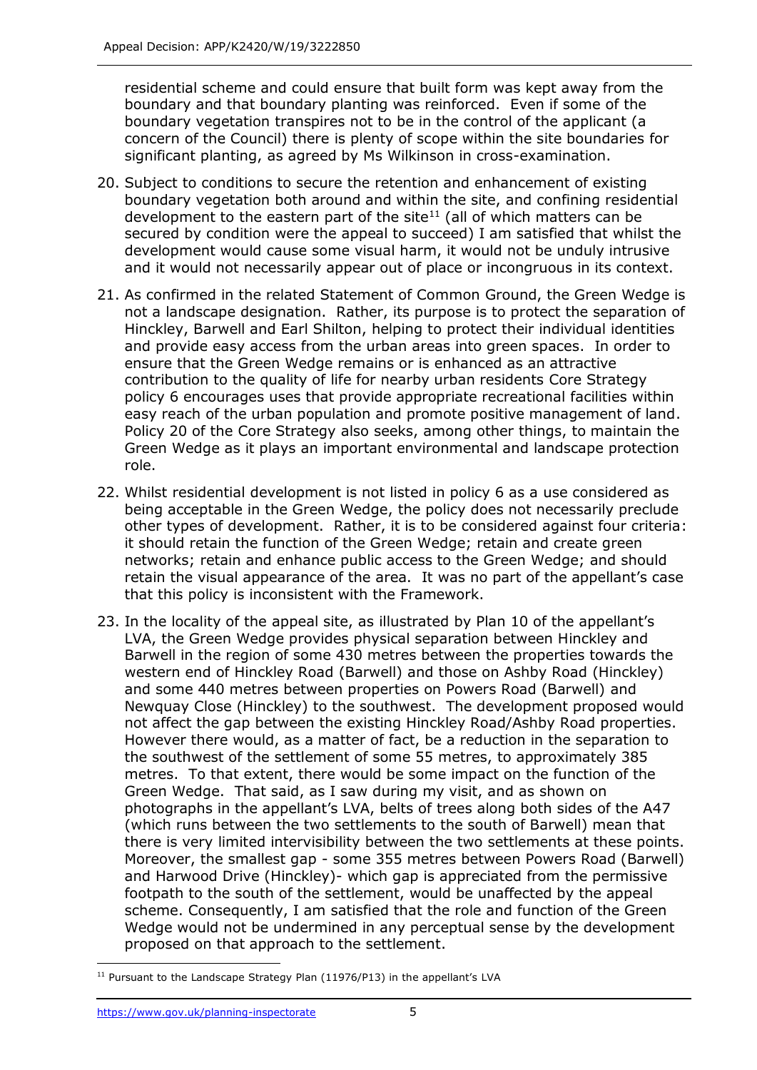residential scheme and could ensure that built form was kept away from the boundary and that boundary planting was reinforced. Even if some of the boundary vegetation transpires not to be in the control of the applicant (a concern of the Council) there is plenty of scope within the site boundaries for significant planting, as agreed by Ms Wilkinson in cross-examination.

20. Subject to conditions to secure the retention and enhancement of existing boundary vegetation both around and within the site, and confining residential development to the eastern part of the site[11] (all of which matters can be secured by condition were the appeal to succeed) I am satisfied that whilst the development would cause some visual harm, it would not be unduly intrusive and it would not necessarily appear out of place or incongruous in its context.

21. As confirmed in the related Statement of Common Ground, the Green Wedge is not a landscape designation. Rather, its purpose is to protect the separation of Hinckley, Barwell and Earl Shilton, helping to protect their individual identities and provide easy access from the urban areas into green spaces. In order to ensure that the Green Wedge remains or is enhanced as an attractive contribution to the quality of life for nearby urban residents Core Strategy policy 6 encourages uses that provide appropriate recreational facilities within easy reach of the urban population and promote positive management of land. Policy 20 of the Core Strategy also seeks, among other things, to maintain the Green Wedge as it plays an important environmental and landscape protection role.

22. Whilst residential development is not listed in policy 6 as a use considered as being acceptable in the Green Wedge, the policy does not necessarily preclude other types of development. Rather, it is to be considered against four criteria: it should retain the function of the Green Wedge; retain and create green networks; retain and enhance public access to the Green Wedge; and should retain the visual appearance of the area. It was no part of the appellant's case that this policy is inconsistent with the Framework.

23. In the locality of the appeal site, as illustrated by Plan 10 of the appellant's LVA, the Green Wedge provides physical separation between Hinckley and Barwell in the region of some 430 metres between the properties towards the western end of Hinckley Road (Barwell) and those on Ashby Road (Hinckley) and some 440 metres between properties on Powers Road (Barwell) and Newquay Close (Hinckley) to the southwest. The development proposed would not affect the gap between the existing Hinckley Road/Ashby Road properties. However there would, as a matter of fact, be a reduction in the separation to the southwest of the settlement of some 55 metres, to approximately 385 metres. To that extent, there would be some impact on the function of the Green Wedge. That said, as I saw during my visit, and as shown on photographs in the appellant's LVA, belts of trees along both sides of the A47 (which runs between the two settlements to the south of Barwell) mean that there is very limited intervisibility between the two settlements at these points. Moreover, the smallest gap - some 355 metres between Powers Road (Barwell) and Harwood Drive (Hinckley)- which gap is appreciated from the permissive footpath to the south of the settlement, would be unaffected by the appeal scheme. Consequently, I am satisfied that the role and function of the Green Wedge would not be undermined in any perceptual sense by the development proposed on that approach to the settlement.

[11] Pursuant to the Landscape Strategy Plan (11976/P13) in the appellant's LVA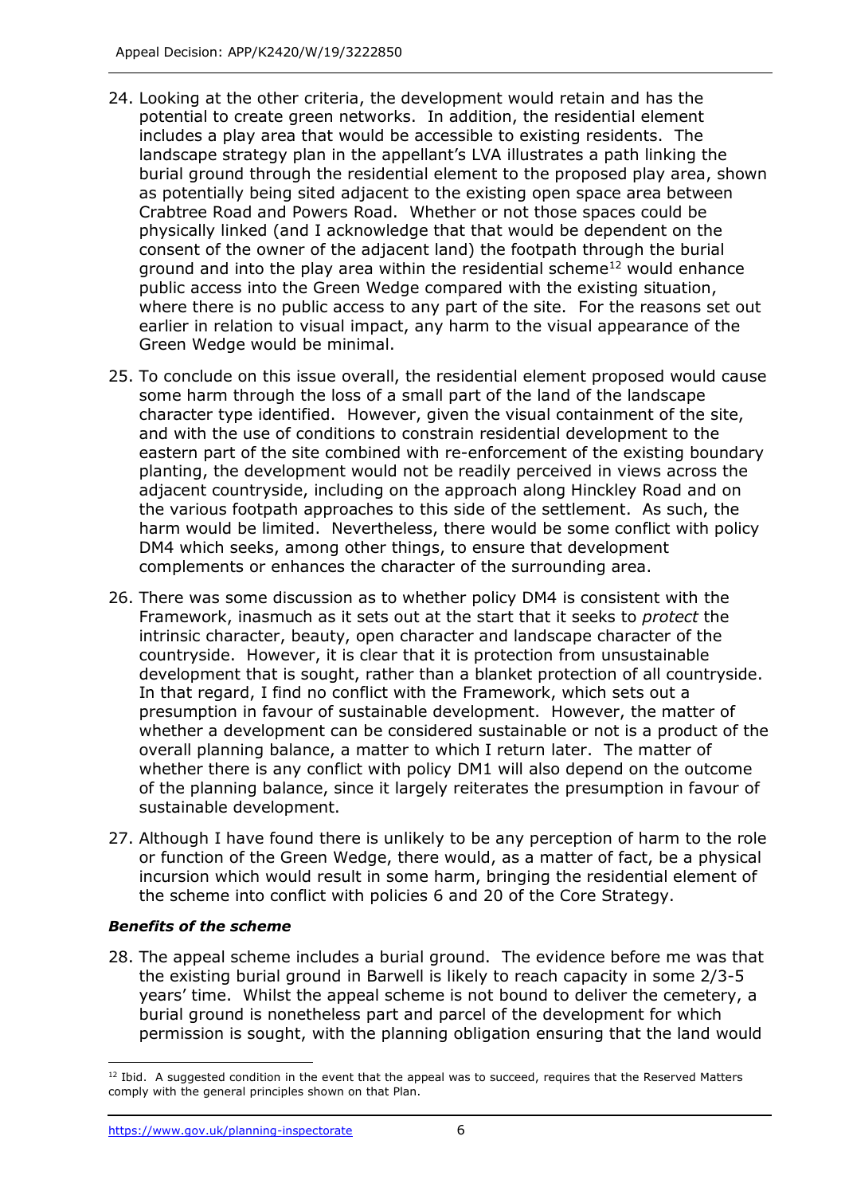24. Looking at the other criteria, the development would retain and has the potential to create green networks. In addition, the residential element includes a play area that would be accessible to existing residents. The landscape strategy plan in the appellant's LVA illustrates a path linking the burial ground through the residential element to the proposed play area, shown as potentially being sited adjacent to the existing open space area between Crabtree Road and Powers Road. Whether or not those spaces could be physically linked (and I acknowledge that that would be dependent on the consent of the owner of the adjacent land) the footpath through the burial ground and into the play area within the residential scheme[12] would enhance public access into the Green Wedge compared with the existing situation, where there is no public access to any part of the site. For the reasons set out earlier in relation to visual impact, any harm to the visual appearance of the Green Wedge would be minimal.

25. To conclude on this issue overall, the residential element proposed would cause some harm through the loss of a small part of the land of the landscape character type identified. However, given the visual containment of the site, and with the use of conditions to constrain residential development to the eastern part of the site combined with re-enforcement of the existing boundary planting, the development would not be readily perceived in views across the adjacent countryside, including on the approach along Hinckley Road and on the various footpath approaches to this side of the settlement. As such, the harm would be limited. Nevertheless, there would be some conflict with policy DM4 which seeks, among other things, to ensure that development complements or enhances the character of the surrounding area.

26. There was some discussion as to whether policy DM4 is consistent with the Framework, inasmuch as it sets out at the start that it seeks to *protect* the intrinsic character, beauty, open character and landscape character of the countryside. However, it is clear that it is protection from unsustainable development that is sought, rather than a blanket protection of all countryside. In that regard, I find no conflict with the Framework, which sets out a presumption in favour of sustainable development. However, the matter of whether a development can be considered sustainable or not is a product of the overall planning balance, a matter to which I return later. The matter of whether there is any conflict with policy DM1 will also depend on the outcome of the planning balance, since it largely reiterates the presumption in favour of sustainable development.

27. Although I have found there is unlikely to be any perception of harm to the role or function of the Green Wedge, there would, as a matter of fact, be a physical incursion which would result in some harm, bringing the residential element of the scheme into conflict with policies 6 and 20 of the Core Strategy.

### *Benefits of the scheme*

28. The appeal scheme includes a burial ground. The evidence before me was that the existing burial ground in Barwell is likely to reach capacity in some 2/3-5 years' time. Whilst the appeal scheme is not bound to deliver the cemetery, a burial ground is nonetheless part and parcel of the development for which permission is sought, with the planning obligation ensuring that the land would

---

[12] Ibid. A suggested condition in the event that the appeal was to succeed, requires that the Reserved Matters comply with the general principles shown on that Plan.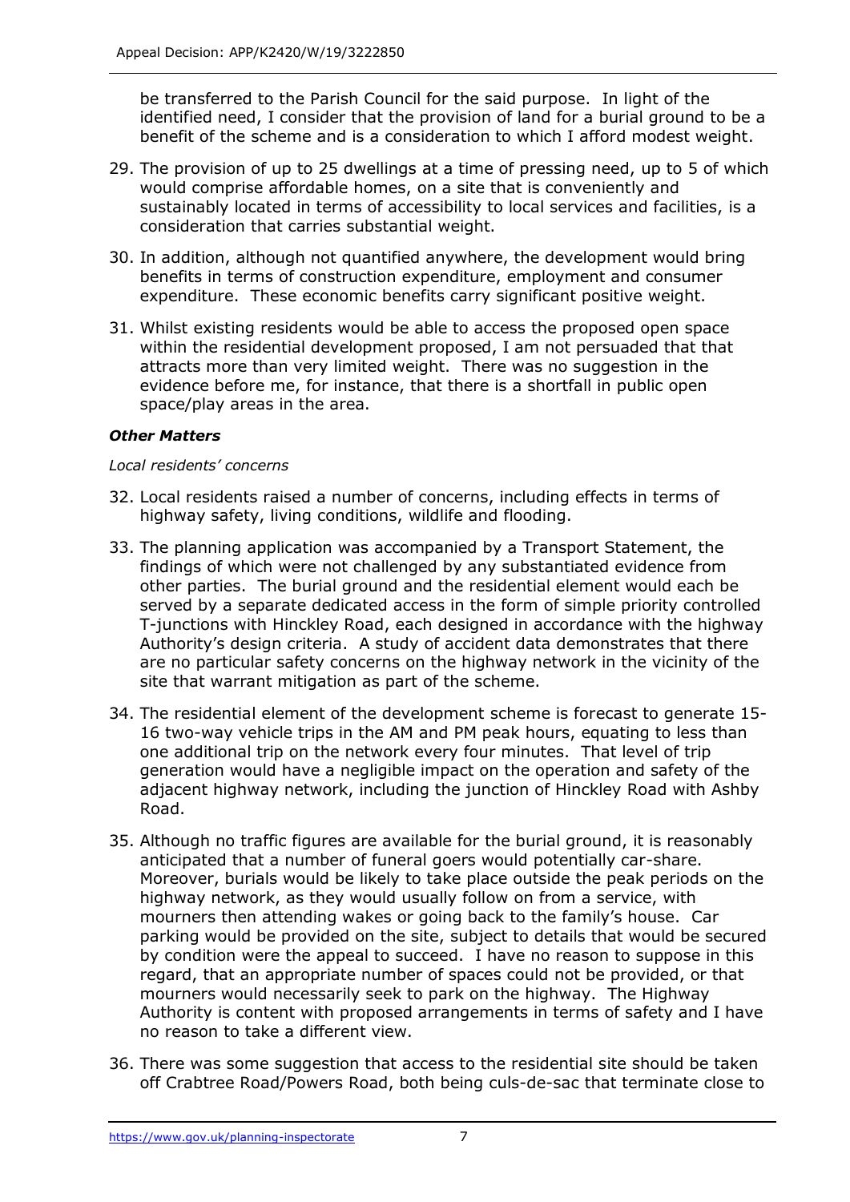be transferred to the Parish Council for the said purpose. In light of the identified need, I consider that the provision of land for a burial ground to be a benefit of the scheme and is a consideration to which I afford modest weight.

29. The provision of up to 25 dwellings at a time of pressing need, up to 5 of which would comprise affordable homes, on a site that is conveniently and sustainably located in terms of accessibility to local services and facilities, is a consideration that carries substantial weight.

30. In addition, although not quantified anywhere, the development would bring benefits in terms of construction expenditure, employment and consumer expenditure. These economic benefits carry significant positive weight.

31. Whilst existing residents would be able to access the proposed open space within the residential development proposed, I am not persuaded that that attracts more than very limited weight. There was no suggestion in the evidence before me, for instance, that there is a shortfall in public open space/play areas in the area.

### ***Other Matters***

*Local residents' concerns*

32. Local residents raised a number of concerns, including effects in terms of highway safety, living conditions, wildlife and flooding.

33. The planning application was accompanied by a Transport Statement, the findings of which were not challenged by any substantiated evidence from other parties. The burial ground and the residential element would each be served by a separate dedicated access in the form of simple priority controlled T-junctions with Hinckley Road, each designed in accordance with the highway Authority's design criteria. A study of accident data demonstrates that there are no particular safety concerns on the highway network in the vicinity of the site that warrant mitigation as part of the scheme.

34. The residential element of the development scheme is forecast to generate 15-16 two-way vehicle trips in the AM and PM peak hours, equating to less than one additional trip on the network every four minutes. That level of trip generation would have a negligible impact on the operation and safety of the adjacent highway network, including the junction of Hinckley Road with Ashby Road.

35. Although no traffic figures are available for the burial ground, it is reasonably anticipated that a number of funeral goers would potentially car-share. Moreover, burials would be likely to take place outside the peak periods on the highway network, as they would usually follow on from a service, with mourners then attending wakes or going back to the family's house. Car parking would be provided on the site, subject to details that would be secured by condition were the appeal to succeed. I have no reason to suppose in this regard, that an appropriate number of spaces could not be provided, or that mourners would necessarily seek to park on the highway. The Highway Authority is content with proposed arrangements in terms of safety and I have no reason to take a different view.

36. There was some suggestion that access to the residential site should be taken off Crabtree Road/Powers Road, both being culs-de-sac that terminate close to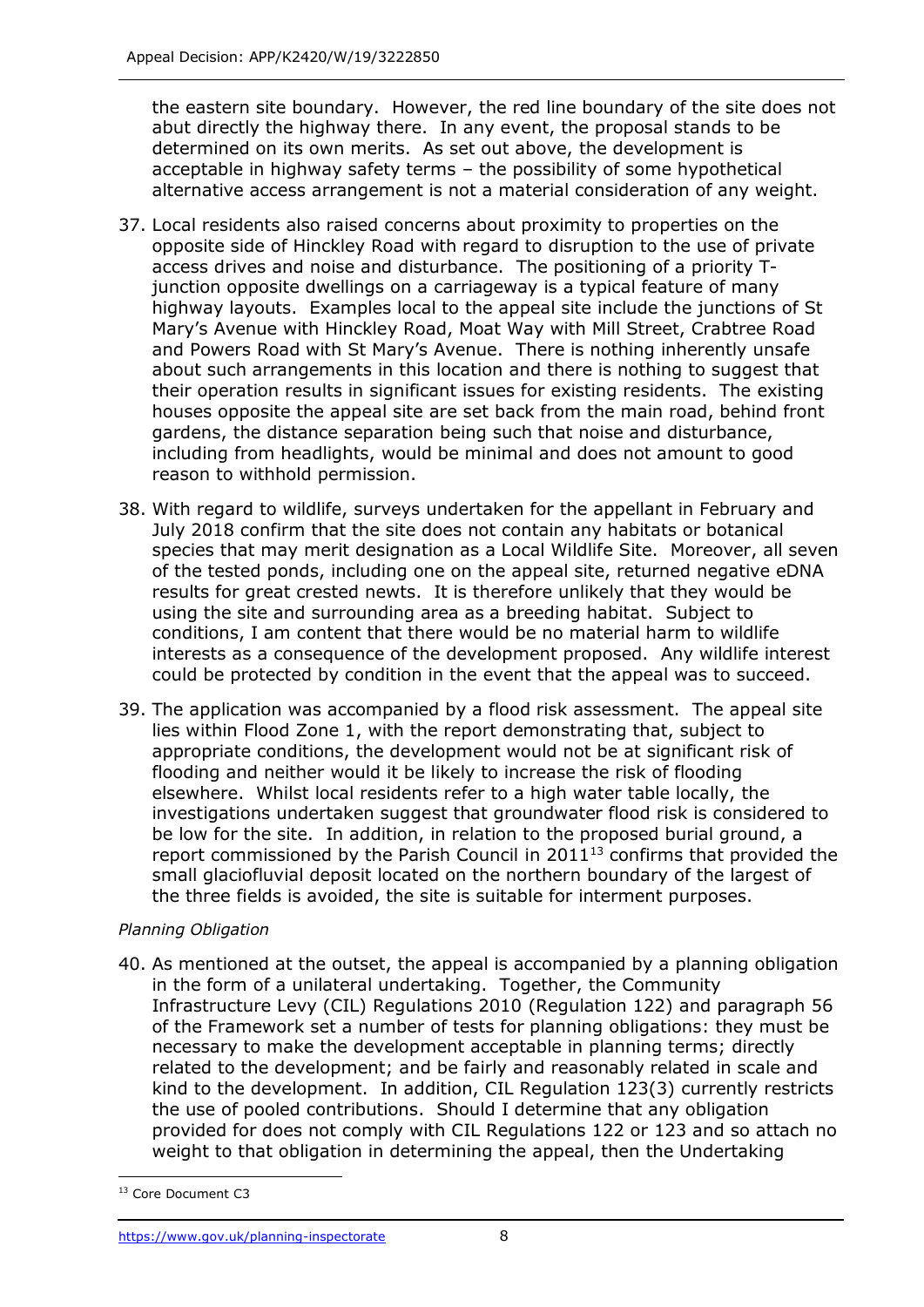the eastern site boundary. However, the red line boundary of the site does not abut directly the highway there. In any event, the proposal stands to be determined on its own merits. As set out above, the development is acceptable in highway safety terms – the possibility of some hypothetical alternative access arrangement is not a material consideration of any weight.

37. Local residents also raised concerns about proximity to properties on the opposite side of Hinckley Road with regard to disruption to the use of private access drives and noise and disturbance. The positioning of a priority T-junction opposite dwellings on a carriageway is a typical feature of many highway layouts. Examples local to the appeal site include the junctions of St Mary's Avenue with Hinckley Road, Moat Way with Mill Street, Crabtree Road and Powers Road with St Mary's Avenue. There is nothing inherently unsafe about such arrangements in this location and there is nothing to suggest that their operation results in significant issues for existing residents. The existing houses opposite the appeal site are set back from the main road, behind front gardens, the distance separation being such that noise and disturbance, including from headlights, would be minimal and does not amount to good reason to withhold permission.

38. With regard to wildlife, surveys undertaken for the appellant in February and July 2018 confirm that the site does not contain any habitats or botanical species that may merit designation as a Local Wildlife Site. Moreover, all seven of the tested ponds, including one on the appeal site, returned negative eDNA results for great crested newts. It is therefore unlikely that they would be using the site and surrounding area as a breeding habitat. Subject to conditions, I am content that there would be no material harm to wildlife interests as a consequence of the development proposed. Any wildlife interest could be protected by condition in the event that the appeal was to succeed.

39. The application was accompanied by a flood risk assessment. The appeal site lies within Flood Zone 1, with the report demonstrating that, subject to appropriate conditions, the development would not be at significant risk of flooding and neither would it be likely to increase the risk of flooding elsewhere. Whilst local residents refer to a high water table locally, the investigations undertaken suggest that groundwater flood risk is considered to be low for the site. In addition, in relation to the proposed burial ground, a report commissioned by the Parish Council in 2011[13] confirms that provided the small glaciofluvial deposit located on the northern boundary of the largest of the three fields is avoided, the site is suitable for interment purposes.

*Planning Obligation*

40. As mentioned at the outset, the appeal is accompanied by a planning obligation in the form of a unilateral undertaking. Together, the Community Infrastructure Levy (CIL) Regulations 2010 (Regulation 122) and paragraph 56 of the Framework set a number of tests for planning obligations: they must be necessary to make the development acceptable in planning terms; directly related to the development; and be fairly and reasonably related in scale and kind to the development. In addition, CIL Regulation 123(3) currently restricts the use of pooled contributions. Should I determine that any obligation provided for does not comply with CIL Regulations 122 or 123 and so attach no weight to that obligation in determining the appeal, then the Undertaking

[13] Core Document C3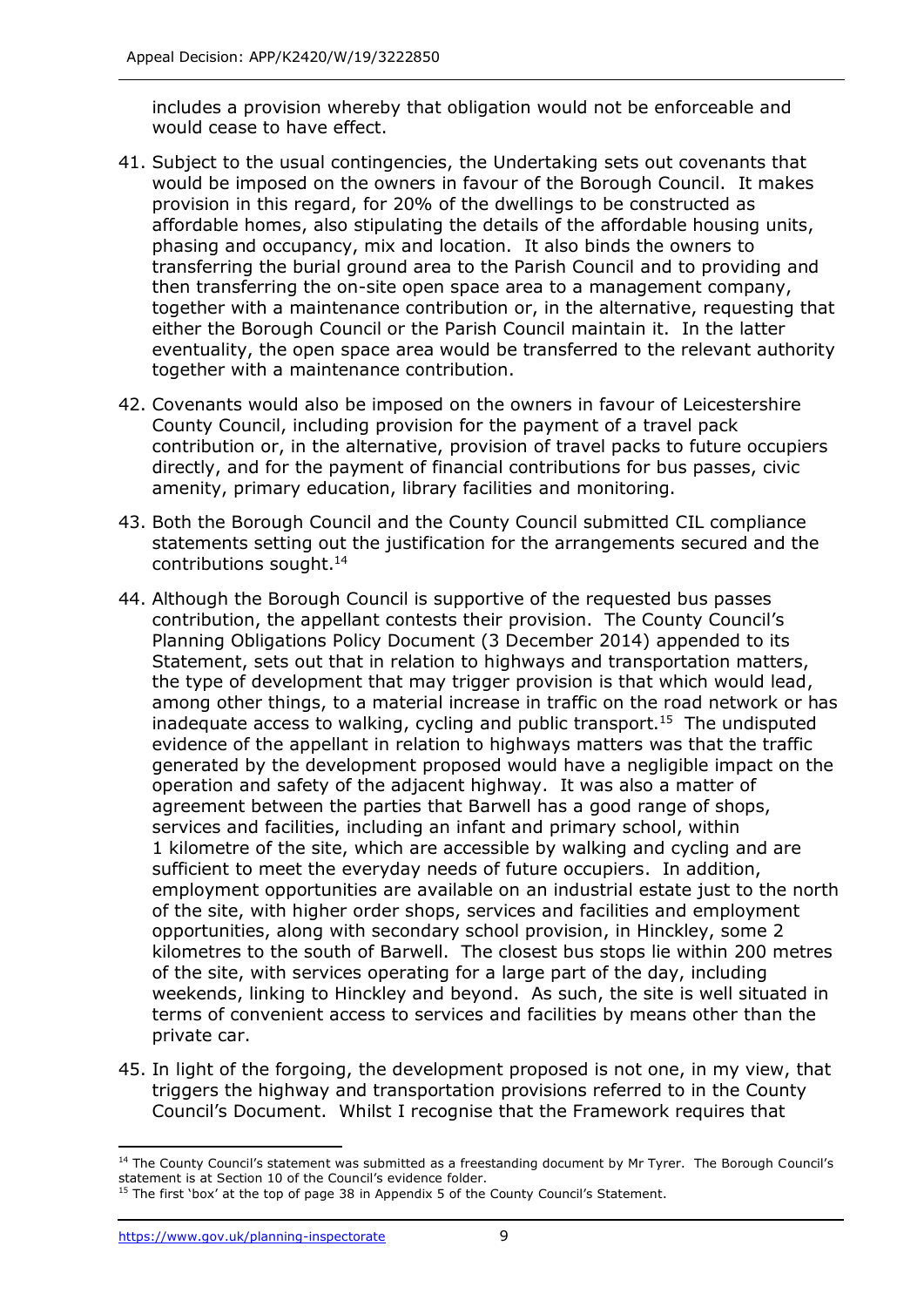includes a provision whereby that obligation would not be enforceable and would cease to have effect.

41. Subject to the usual contingencies, the Undertaking sets out covenants that would be imposed on the owners in favour of the Borough Council. It makes provision in this regard, for 20% of the dwellings to be constructed as affordable homes, also stipulating the details of the affordable housing units, phasing and occupancy, mix and location. It also binds the owners to transferring the burial ground area to the Parish Council and to providing and then transferring the on-site open space area to a management company, together with a maintenance contribution or, in the alternative, requesting that either the Borough Council or the Parish Council maintain it. In the latter eventuality, the open space area would be transferred to the relevant authority together with a maintenance contribution.

42. Covenants would also be imposed on the owners in favour of Leicestershire County Council, including provision for the payment of a travel pack contribution or, in the alternative, provision of travel packs to future occupiers directly, and for the payment of financial contributions for bus passes, civic amenity, primary education, library facilities and monitoring.

43. Both the Borough Council and the County Council submitted CIL compliance statements setting out the justification for the arrangements secured and the contributions sought.[14]

44. Although the Borough Council is supportive of the requested bus passes contribution, the appellant contests their provision. The County Council's Planning Obligations Policy Document (3 December 2014) appended to its Statement, sets out that in relation to highways and transportation matters, the type of development that may trigger provision is that which would lead, among other things, to a material increase in traffic on the road network or has inadequate access to walking, cycling and public transport.[15] The undisputed evidence of the appellant in relation to highways matters was that the traffic generated by the development proposed would have a negligible impact on the operation and safety of the adjacent highway. It was also a matter of agreement between the parties that Barwell has a good range of shops, services and facilities, including an infant and primary school, within 1 kilometre of the site, which are accessible by walking and cycling and are sufficient to meet the everyday needs of future occupiers. In addition, employment opportunities are available on an industrial estate just to the north of the site, with higher order shops, services and facilities and employment opportunities, along with secondary school provision, in Hinckley, some 2 kilometres to the south of Barwell. The closest bus stops lie within 200 metres of the site, with services operating for a large part of the day, including weekends, linking to Hinckley and beyond. As such, the site is well situated in terms of convenient access to services and facilities by means other than the private car.

45. In light of the forgoing, the development proposed is not one, in my view, that triggers the highway and transportation provisions referred to in the County Council's Document. Whilst I recognise that the Framework requires that

---

[14] The County Council's statement was submitted as a freestanding document by Mr Tyrer. The Borough Council's statement is at Section 10 of the Council's evidence folder.

[15] The first 'box' at the top of page 38 in Appendix 5 of the County Council's Statement.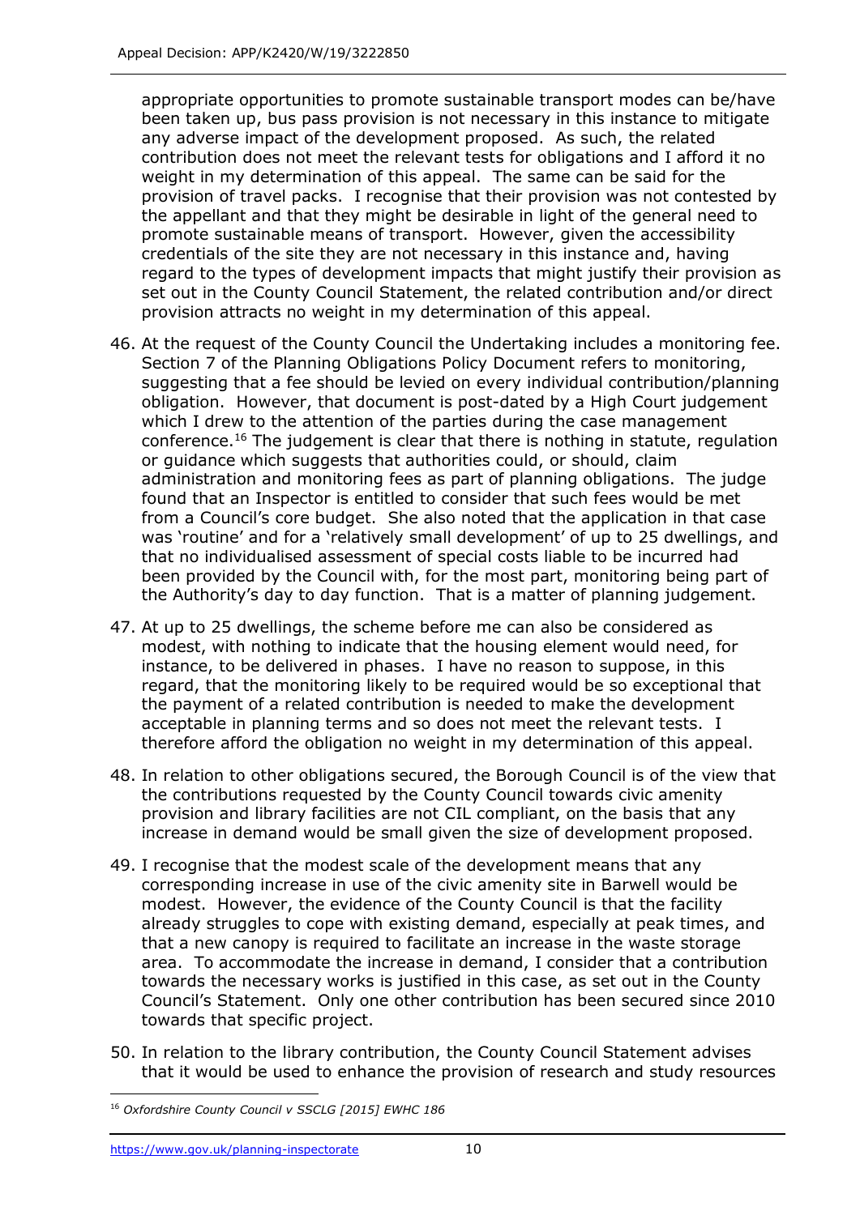appropriate opportunities to promote sustainable transport modes can be/have been taken up, bus pass provision is not necessary in this instance to mitigate any adverse impact of the development proposed. As such, the related contribution does not meet the relevant tests for obligations and I afford it no weight in my determination of this appeal. The same can be said for the provision of travel packs. I recognise that their provision was not contested by the appellant and that they might be desirable in light of the general need to promote sustainable means of transport. However, given the accessibility credentials of the site they are not necessary in this instance and, having regard to the types of development impacts that might justify their provision as set out in the County Council Statement, the related contribution and/or direct provision attracts no weight in my determination of this appeal.

46. At the request of the County Council the Undertaking includes a monitoring fee. Section 7 of the Planning Obligations Policy Document refers to monitoring, suggesting that a fee should be levied on every individual contribution/planning obligation. However, that document is post-dated by a High Court judgement which I drew to the attention of the parties during the case management conference.[16] The judgement is clear that there is nothing in statute, regulation or guidance which suggests that authorities could, or should, claim administration and monitoring fees as part of planning obligations. The judge found that an Inspector is entitled to consider that such fees would be met from a Council's core budget. She also noted that the application in that case was 'routine' and for a 'relatively small development' of up to 25 dwellings, and that no individualised assessment of special costs liable to be incurred had been provided by the Council with, for the most part, monitoring being part of the Authority's day to day function. That is a matter of planning judgement.

47. At up to 25 dwellings, the scheme before me can also be considered as modest, with nothing to indicate that the housing element would need, for instance, to be delivered in phases. I have no reason to suppose, in this regard, that the monitoring likely to be required would be so exceptional that the payment of a related contribution is needed to make the development acceptable in planning terms and so does not meet the relevant tests. I therefore afford the obligation no weight in my determination of this appeal.

48. In relation to other obligations secured, the Borough Council is of the view that the contributions requested by the County Council towards civic amenity provision and library facilities are not CIL compliant, on the basis that any increase in demand would be small given the size of development proposed.

49. I recognise that the modest scale of the development means that any corresponding increase in use of the civic amenity site in Barwell would be modest. However, the evidence of the County Council is that the facility already struggles to cope with existing demand, especially at peak times, and that a new canopy is required to facilitate an increase in the waste storage area. To accommodate the increase in demand, I consider that a contribution towards the necessary works is justified in this case, as set out in the County Council's Statement. Only one other contribution has been secured since 2010 towards that specific project.

50. In relation to the library contribution, the County Council Statement advises that it would be used to enhance the provision of research and study resources

---

[16] *Oxfordshire County Council v SSCLG [2015] EWHC 186*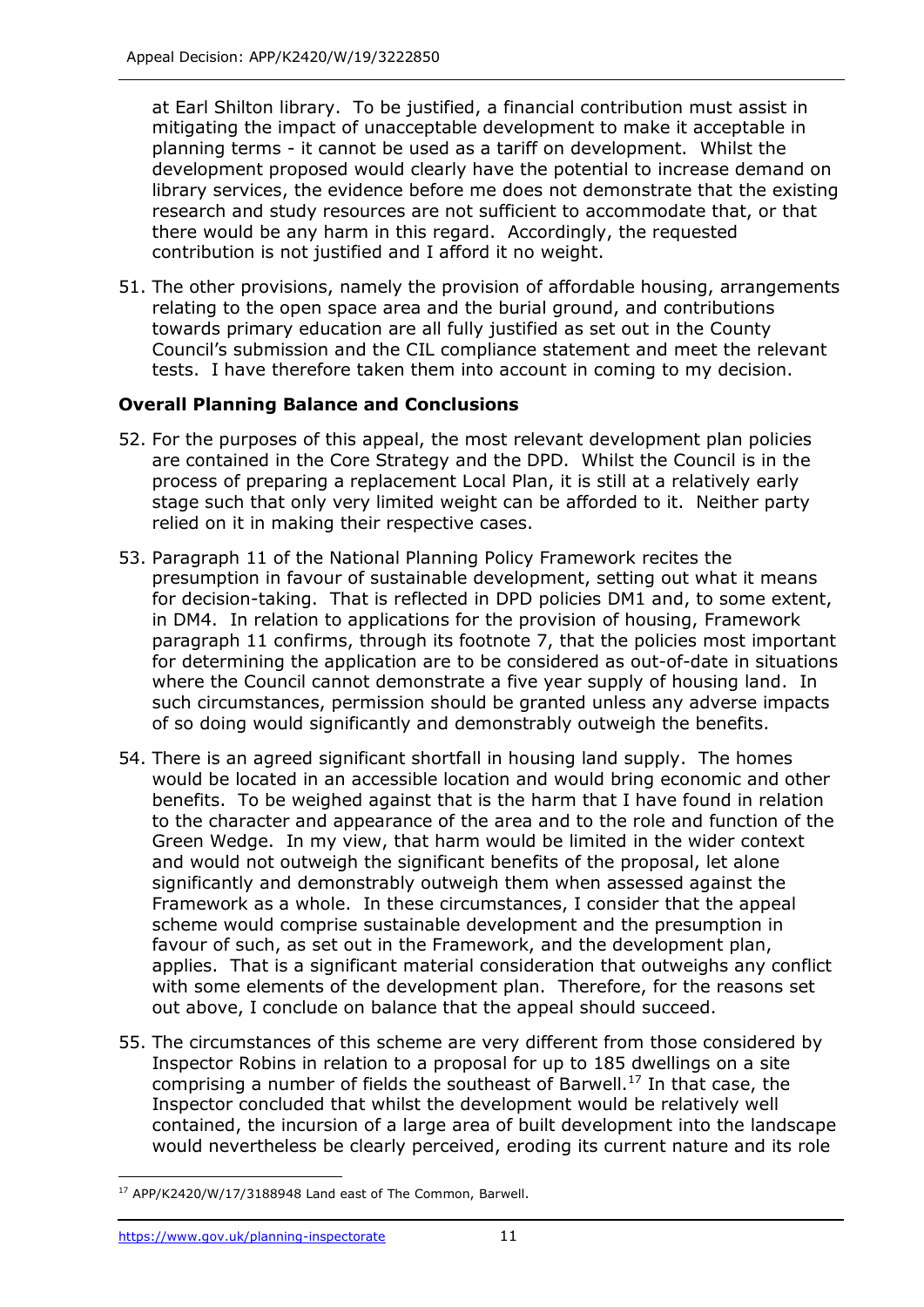at Earl Shilton library. To be justified, a financial contribution must assist in mitigating the impact of unacceptable development to make it acceptable in planning terms - it cannot be used as a tariff on development. Whilst the development proposed would clearly have the potential to increase demand on library services, the evidence before me does not demonstrate that the existing research and study resources are not sufficient to accommodate that, or that there would be any harm in this regard. Accordingly, the requested contribution is not justified and I afford it no weight.

51. The other provisions, namely the provision of affordable housing, arrangements relating to the open space area and the burial ground, and contributions towards primary education are all fully justified as set out in the County Council's submission and the CIL compliance statement and meet the relevant tests. I have therefore taken them into account in coming to my decision.

### Overall Planning Balance and Conclusions

52. For the purposes of this appeal, the most relevant development plan policies are contained in the Core Strategy and the DPD. Whilst the Council is in the process of preparing a replacement Local Plan, it is still at a relatively early stage such that only very limited weight can be afforded to it. Neither party relied on it in making their respective cases.

53. Paragraph 11 of the National Planning Policy Framework recites the presumption in favour of sustainable development, setting out what it means for decision-taking. That is reflected in DPD policies DM1 and, to some extent, in DM4. In relation to applications for the provision of housing, Framework paragraph 11 confirms, through its footnote 7, that the policies most important for determining the application are to be considered as out-of-date in situations where the Council cannot demonstrate a five year supply of housing land. In such circumstances, permission should be granted unless any adverse impacts of so doing would significantly and demonstrably outweigh the benefits.

54. There is an agreed significant shortfall in housing land supply. The homes would be located in an accessible location and would bring economic and other benefits. To be weighed against that is the harm that I have found in relation to the character and appearance of the area and to the role and function of the Green Wedge. In my view, that harm would be limited in the wider context and would not outweigh the significant benefits of the proposal, let alone significantly and demonstrably outweigh them when assessed against the Framework as a whole. In these circumstances, I consider that the appeal scheme would comprise sustainable development and the presumption in favour of such, as set out in the Framework, and the development plan, applies. That is a significant material consideration that outweighs any conflict with some elements of the development plan. Therefore, for the reasons set out above, I conclude on balance that the appeal should succeed.

55. The circumstances of this scheme are very different from those considered by Inspector Robins in relation to a proposal for up to 185 dwellings on a site comprising a number of fields the southeast of Barwell.[17] In that case, the Inspector concluded that whilst the development would be relatively well contained, the incursion of a large area of built development into the landscape would nevertheless be clearly perceived, eroding its current nature and its role

[17] APP/K2420/W/17/3188948 Land east of The Common, Barwell.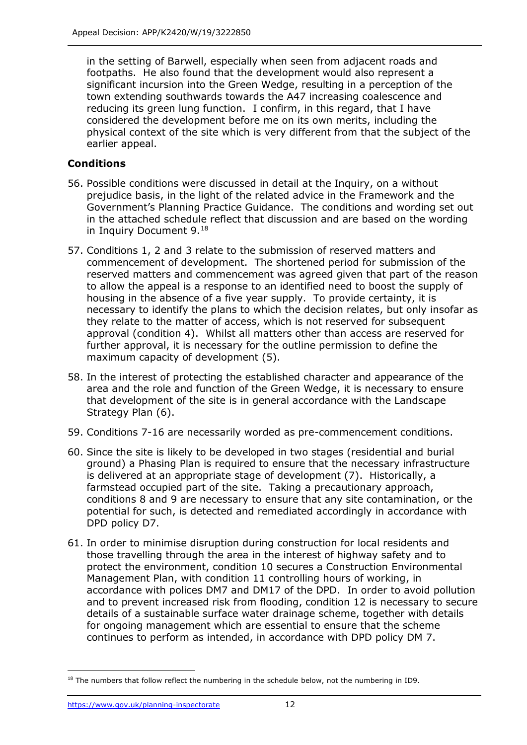in the setting of Barwell, especially when seen from adjacent roads and footpaths. He also found that the development would also represent a significant incursion into the Green Wedge, resulting in a perception of the town extending southwards towards the A47 increasing coalescence and reducing its green lung function. I confirm, in this regard, that I have considered the development before me on its own merits, including the physical context of the site which is very different from that the subject of the earlier appeal.

## Conditions

56. Possible conditions were discussed in detail at the Inquiry, on a without prejudice basis, in the light of the related advice in the Framework and the Government's Planning Practice Guidance. The conditions and wording set out in the attached schedule reflect that discussion and are based on the wording in Inquiry Document 9.[18]

57. Conditions 1, 2 and 3 relate to the submission of reserved matters and commencement of development. The shortened period for submission of the reserved matters and commencement was agreed given that part of the reason to allow the appeal is a response to an identified need to boost the supply of housing in the absence of a five year supply. To provide certainty, it is necessary to identify the plans to which the decision relates, but only insofar as they relate to the matter of access, which is not reserved for subsequent approval (condition 4). Whilst all matters other than access are reserved for further approval, it is necessary for the outline permission to define the maximum capacity of development (5).

58. In the interest of protecting the established character and appearance of the area and the role and function of the Green Wedge, it is necessary to ensure that development of the site is in general accordance with the Landscape Strategy Plan (6).

59. Conditions 7-16 are necessarily worded as pre-commencement conditions.

60. Since the site is likely to be developed in two stages (residential and burial ground) a Phasing Plan is required to ensure that the necessary infrastructure is delivered at an appropriate stage of development (7). Historically, a farmstead occupied part of the site. Taking a precautionary approach, conditions 8 and 9 are necessary to ensure that any site contamination, or the potential for such, is detected and remediated accordingly in accordance with DPD policy D7.

61. In order to minimise disruption during construction for local residents and those travelling through the area in the interest of highway safety and to protect the environment, condition 10 secures a Construction Environmental Management Plan, with condition 11 controlling hours of working, in accordance with polices DM7 and DM17 of the DPD. In order to avoid pollution and to prevent increased risk from flooding, condition 12 is necessary to secure details of a sustainable surface water drainage scheme, together with details for ongoing management which are essential to ensure that the scheme continues to perform as intended, in accordance with DPD policy DM 7.

[18] The numbers that follow reflect the numbering in the schedule below, not the numbering in ID9.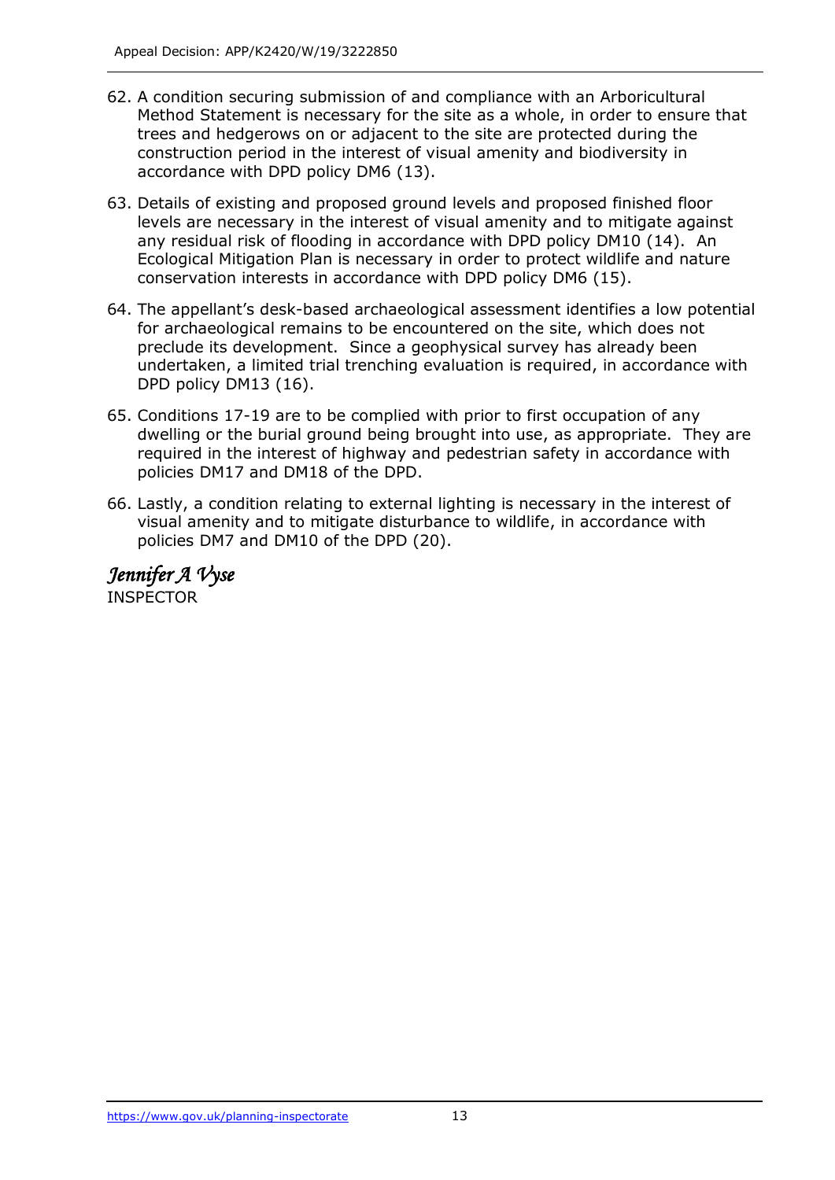62. A condition securing submission of and compliance with an Arboricultural Method Statement is necessary for the site as a whole, in order to ensure that trees and hedgerows on or adjacent to the site are protected during the construction period in the interest of visual amenity and biodiversity in accordance with DPD policy DM6 (13).

63. Details of existing and proposed ground levels and proposed finished floor levels are necessary in the interest of visual amenity and to mitigate against any residual risk of flooding in accordance with DPD policy DM10 (14). An Ecological Mitigation Plan is necessary in order to protect wildlife and nature conservation interests in accordance with DPD policy DM6 (15).

64. The appellant's desk-based archaeological assessment identifies a low potential for archaeological remains to be encountered on the site, which does not preclude its development. Since a geophysical survey has already been undertaken, a limited trial trenching evaluation is required, in accordance with DPD policy DM13 (16).

65. Conditions 17-19 are to be complied with prior to first occupation of any dwelling or the burial ground being brought into use, as appropriate. They are required in the interest of highway and pedestrian safety in accordance with policies DM17 and DM18 of the DPD.

66. Lastly, a condition relating to external lighting is necessary in the interest of visual amenity and to mitigate disturbance to wildlife, in accordance with policies DM7 and DM10 of the DPD (20).

*Jennifer A Vyse*

INSPECTOR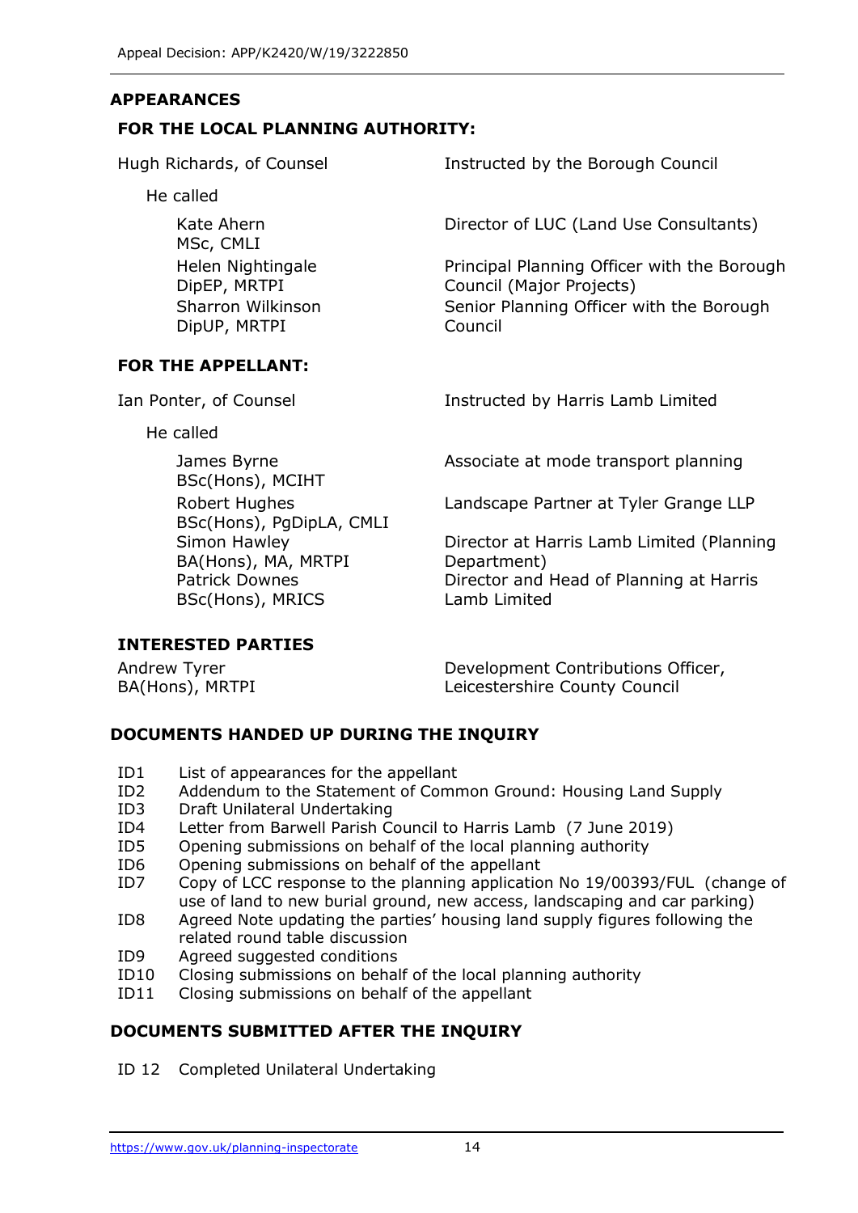## APPEARANCES

### FOR THE LOCAL PLANNING AUTHORITY:

Hugh Richards, of Counsel — Instructed by the Borough Council

He called

| | |
|---|---|
| Kate Ahern MSc, CMLI | Director of LUC (Land Use Consultants) |
| Helen Nightingale DipEP, MRTPI | Principal Planning Officer with the Borough Council (Major Projects) |
| Sharron Wilkinson DipUP, MRTPI | Senior Planning Officer with the Borough Council |

### FOR THE APPELLANT:

Ian Ponter, of Counsel — Instructed by Harris Lamb Limited

He called

| | |
|---|---|
| James Byrne BSc(Hons), MCIHT | Associate at mode transport planning |
| Robert Hughes BSc(Hons), PgDipLA, CMLI | Landscape Partner at Tyler Grange LLP |
| Simon Hawley BA(Hons), MA, MRTPI | Director at Harris Lamb Limited (Planning Department) |
| Patrick Downes BSc(Hons), MRICS | Director and Head of Planning at Harris Lamb Limited |

### INTERESTED PARTIES

| | |
|---|---|
| Andrew Tyrer BA(Hons), MRTPI | Development Contributions Officer, Leicestershire County Council |

## DOCUMENTS HANDED UP DURING THE INQUIRY

- ID1 List of appearances for the appellant
- ID2 Addendum to the Statement of Common Ground: Housing Land Supply
- ID3 Draft Unilateral Undertaking
- ID4 Letter from Barwell Parish Council to Harris Lamb (7 June 2019)
- ID5 Opening submissions on behalf of the local planning authority
- ID6 Opening submissions on behalf of the appellant
- ID7 Copy of LCC response to the planning application No 19/00393/FUL (change of use of land to new burial ground, new access, landscaping and car parking)
- ID8 Agreed Note updating the parties' housing land supply figures following the related round table discussion
- ID9 Agreed suggested conditions
- ID10 Closing submissions on behalf of the local planning authority
- ID11 Closing submissions on behalf of the appellant

## DOCUMENTS SUBMITTED AFTER THE INQUIRY

- ID 12 Completed Unilateral Undertaking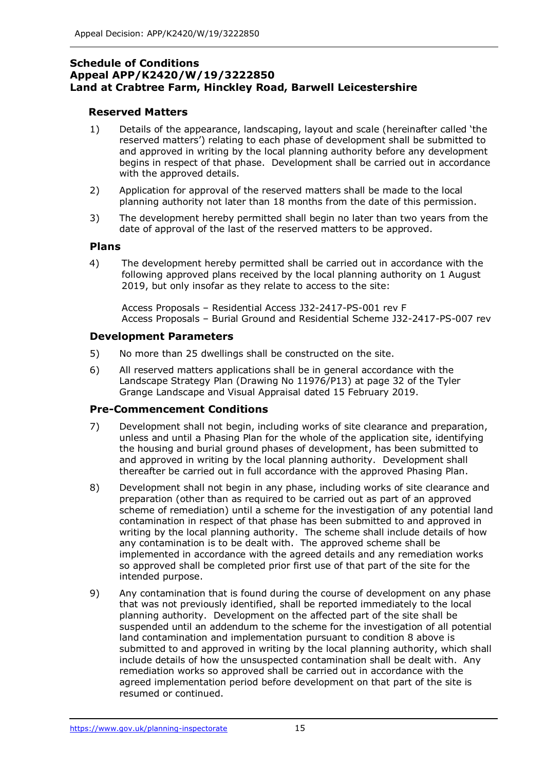**Schedule of Conditions**
**Appeal APP/K2420/W/19/3222850**
**Land at Crabtree Farm, Hinckley Road, Barwell Leicestershire**

### Reserved Matters

1) Details of the appearance, landscaping, layout and scale (hereinafter called 'the reserved matters') relating to each phase of development shall be submitted to and approved in writing by the local planning authority before any development begins in respect of that phase. Development shall be carried out in accordance with the approved details.

2) Application for approval of the reserved matters shall be made to the local planning authority not later than 18 months from the date of this permission.

3) The development hereby permitted shall begin no later than two years from the date of approval of the last of the reserved matters to be approved.

### Plans

4) The development hereby permitted shall be carried out in accordance with the following approved plans received by the local planning authority on 1 August 2019, but only insofar as they relate to access to the site:

   Access Proposals – Residential Access J32-2417-PS-001 rev F
   Access Proposals – Burial Ground and Residential Scheme J32-2417-PS-007 rev

### Development Parameters

5) No more than 25 dwellings shall be constructed on the site.

6) All reserved matters applications shall be in general accordance with the Landscape Strategy Plan (Drawing No 11976/P13) at page 32 of the Tyler Grange Landscape and Visual Appraisal dated 15 February 2019.

### Pre-Commencement Conditions

7) Development shall not begin, including works of site clearance and preparation, unless and until a Phasing Plan for the whole of the application site, identifying the housing and burial ground phases of development, has been submitted to and approved in writing by the local planning authority. Development shall thereafter be carried out in full accordance with the approved Phasing Plan.

8) Development shall not begin in any phase, including works of site clearance and preparation (other than as required to be carried out as part of an approved scheme of remediation) until a scheme for the investigation of any potential land contamination in respect of that phase has been submitted to and approved in writing by the local planning authority. The scheme shall include details of how any contamination is to be dealt with. The approved scheme shall be implemented in accordance with the agreed details and any remediation works so approved shall be completed prior first use of that part of the site for the intended purpose.

9) Any contamination that is found during the course of development on any phase that was not previously identified, shall be reported immediately to the local planning authority. Development on the affected part of the site shall be suspended until an addendum to the scheme for the investigation of all potential land contamination and implementation pursuant to condition 8 above is submitted to and approved in writing by the local planning authority, which shall include details of how the unsuspected contamination shall be dealt with. Any remediation works so approved shall be carried out in accordance with the agreed implementation period before development on that part of the site is resumed or continued.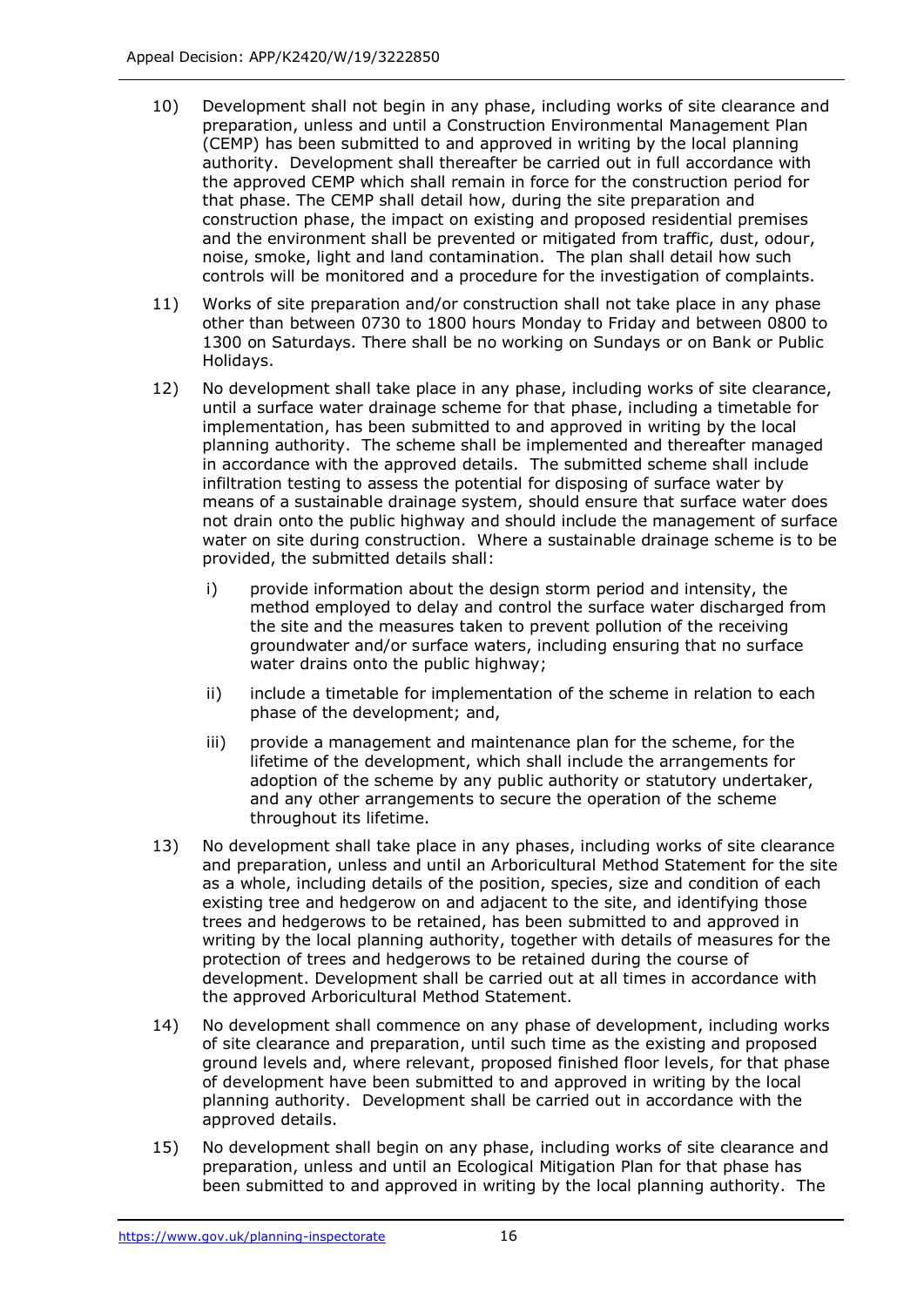10) Development shall not begin in any phase, including works of site clearance and preparation, unless and until a Construction Environmental Management Plan (CEMP) has been submitted to and approved in writing by the local planning authority. Development shall thereafter be carried out in full accordance with the approved CEMP which shall remain in force for the construction period for that phase. The CEMP shall detail how, during the site preparation and construction phase, the impact on existing and proposed residential premises and the environment shall be prevented or mitigated from traffic, dust, odour, noise, smoke, light and land contamination. The plan shall detail how such controls will be monitored and a procedure for the investigation of complaints.

11) Works of site preparation and/or construction shall not take place in any phase other than between 0730 to 1800 hours Monday to Friday and between 0800 to 1300 on Saturdays. There shall be no working on Sundays or on Bank or Public Holidays.

12) No development shall take place in any phase, including works of site clearance, until a surface water drainage scheme for that phase, including a timetable for implementation, has been submitted to and approved in writing by the local planning authority. The scheme shall be implemented and thereafter managed in accordance with the approved details. The submitted scheme shall include infiltration testing to assess the potential for disposing of surface water by means of a sustainable drainage system, should ensure that surface water does not drain onto the public highway and should include the management of surface water on site during construction. Where a sustainable drainage scheme is to be provided, the submitted details shall:

    i) provide information about the design storm period and intensity, the method employed to delay and control the surface water discharged from the site and the measures taken to prevent pollution of the receiving groundwater and/or surface waters, including ensuring that no surface water drains onto the public highway;

    ii) include a timetable for implementation of the scheme in relation to each phase of the development; and,

    iii) provide a management and maintenance plan for the scheme, for the lifetime of the development, which shall include the arrangements for adoption of the scheme by any public authority or statutory undertaker, and any other arrangements to secure the operation of the scheme throughout its lifetime.

13) No development shall take place in any phases, including works of site clearance and preparation, unless and until an Arboricultural Method Statement for the site as a whole, including details of the position, species, size and condition of each existing tree and hedgerow on and adjacent to the site, and identifying those trees and hedgerows to be retained, has been submitted to and approved in writing by the local planning authority, together with details of measures for the protection of trees and hedgerows to be retained during the course of development. Development shall be carried out at all times in accordance with the approved Arboricultural Method Statement.

14) No development shall commence on any phase of development, including works of site clearance and preparation, until such time as the existing and proposed ground levels and, where relevant, proposed finished floor levels, for that phase of development have been submitted to and approved in writing by the local planning authority. Development shall be carried out in accordance with the approved details.

15) No development shall begin on any phase, including works of site clearance and preparation, unless and until an Ecological Mitigation Plan for that phase has been submitted to and approved in writing by the local planning authority. The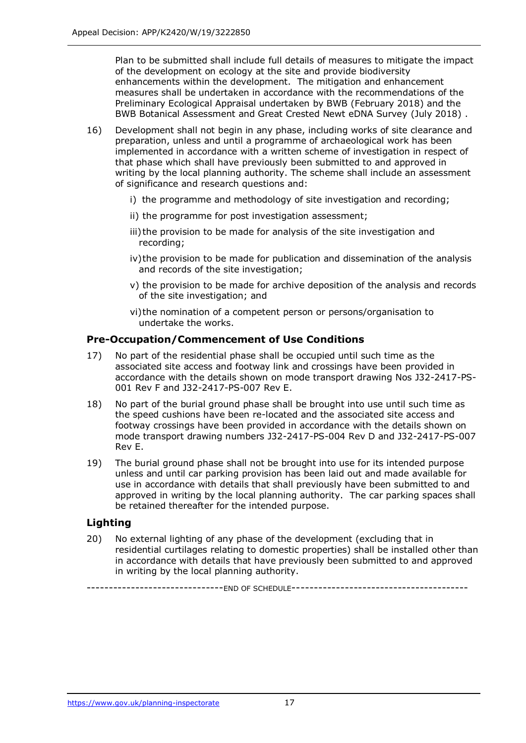Plan to be submitted shall include full details of measures to mitigate the impact of the development on ecology at the site and provide biodiversity enhancements within the development. The mitigation and enhancement measures shall be undertaken in accordance with the recommendations of the Preliminary Ecological Appraisal undertaken by BWB (February 2018) and the BWB Botanical Assessment and Great Crested Newt eDNA Survey (July 2018) .

16) Development shall not begin in any phase, including works of site clearance and preparation, unless and until a programme of archaeological work has been implemented in accordance with a written scheme of investigation in respect of that phase which shall have previously been submitted to and approved in writing by the local planning authority. The scheme shall include an assessment of significance and research questions and:

    i) the programme and methodology of site investigation and recording;

    ii) the programme for post investigation assessment;

    iii) the provision to be made for analysis of the site investigation and recording;

    iv) the provision to be made for publication and dissemination of the analysis and records of the site investigation;

    v) the provision to be made for archive deposition of the analysis and records of the site investigation; and

    vi) the nomination of a competent person or persons/organisation to undertake the works.

### Pre-Occupation/Commencement of Use Conditions

17) No part of the residential phase shall be occupied until such time as the associated site access and footway link and crossings have been provided in accordance with the details shown on mode transport drawing Nos J32-2417-PS-001 Rev F and J32-2417-PS-007 Rev E.

18) No part of the burial ground phase shall be brought into use until such time as the speed cushions have been re-located and the associated site access and footway crossings have been provided in accordance with the details shown on mode transport drawing numbers J32-2417-PS-004 Rev D and J32-2417-PS-007 Rev E.

19) The burial ground phase shall not be brought into use for its intended purpose unless and until car parking provision has been laid out and made available for use in accordance with details that shall previously have been submitted to and approved in writing by the local planning authority. The car parking spaces shall be retained thereafter for the intended purpose.

### Lighting

20) No external lighting of any phase of the development (excluding that in residential curtilages relating to domestic properties) shall be installed other than in accordance with details that have previously been submitted to and approved in writing by the local planning authority.

------------------------------END OF SCHEDULE---------------------------------------